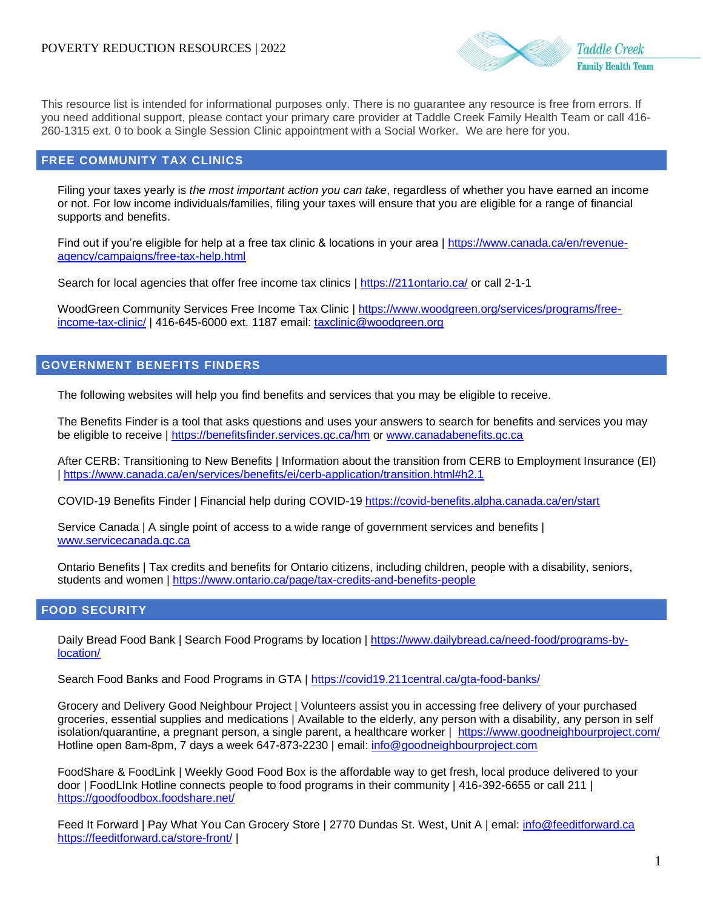POVERTY REDUCTION RESOURCES | 2022

Taddle Creek Family Health Team

This resource list is intended for informational purposes only. There is no guarantee any resource is free from errors. If you need additional support, please contact your primary care provider at Taddle Creek Family Health Team or call 416-260-1315 ext. 0 to book a Single Session Clinic appointment with a Social Worker. We are here for you.

## FREE COMMUNITY TAX CLINICS

Filing your taxes yearly is *the most important action you can take*, regardless of whether you have earned an income or not. For low income individuals/families, filing your taxes will ensure that you are eligible for a range of financial supports and benefits.

Find out if you're eligible for help at a free tax clinic & locations in your area | https://www.canada.ca/en/revenue-agency/campaigns/free-tax-help.html

Search for local agencies that offer free income tax clinics | https://211ontario.ca/ or call 2-1-1

WoodGreen Community Services Free Income Tax Clinic | https://www.woodgreen.org/services/programs/free-income-tax-clinic/ | 416-645-6000 ext. 1187 email: taxclinic@woodgreen.org

## GOVERNMENT BENEFITS FINDERS

The following websites will help you find benefits and services that you may be eligible to receive.

The Benefits Finder is a tool that asks questions and uses your answers to search for benefits and services you may be eligible to receive | https://benefitsfinder.services.gc.ca/hm or www.canadabenefits.gc.ca

After CERB: Transitioning to New Benefits | Information about the transition from CERB to Employment Insurance (EI) | https://www.canada.ca/en/services/benefits/ei/cerb-application/transition.html#h2.1

COVID-19 Benefits Finder | Financial help during COVID-19 https://covid-benefits.alpha.canada.ca/en/start

Service Canada | A single point of access to a wide range of government services and benefits | www.servicecanada.gc.ca

Ontario Benefits | Tax credits and benefits for Ontario citizens, including children, people with a disability, seniors, students and women | https://www.ontario.ca/page/tax-credits-and-benefits-people

## FOOD SECURITY

Daily Bread Food Bank | Search Food Programs by location | https://www.dailybread.ca/need-food/programs-by-location/

Search Food Banks and Food Programs in GTA | https://covid19.211central.ca/gta-food-banks/

Grocery and Delivery Good Neighbour Project | Volunteers assist you in accessing free delivery of your purchased groceries, essential supplies and medications | Available to the elderly, any person with a disability, any person in self isolation/quarantine, a pregnant person, a single parent, a healthcare worker | https://www.goodneighbourproject.com/ Hotline open 8am-8pm, 7 days a week 647-873-2230 | email: info@goodneighbourproject.com

FoodShare & FoodLink | Weekly Good Food Box is the affordable way to get fresh, local produce delivered to your door | FoodLInk Hotline connects people to food programs in their community | 416-392-6655 or call 211 | https://goodfoodbox.foodshare.net/

Feed It Forward | Pay What You Can Grocery Store | 2770 Dundas St. West, Unit A | email: info@feeditforward.ca https://feeditforward.ca/store-front/ |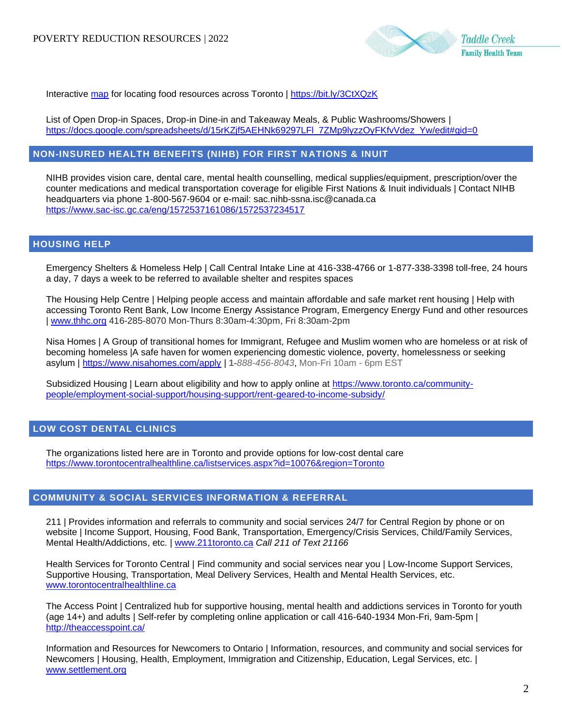Interactive [map](https://bit.ly/3CtXQzK) for locating food resources across Toronto | https://bit.ly/3CtXQzK

List of Open Drop-in Spaces, Drop-in Dine-in and Takeaway Meals, & Public Washrooms/Showers | https://docs.google.com/spreadsheets/d/15rKZjf5AEHNk69297LFl_7ZMp9lyzzOyFKfvVdez_Yw/edit#gid=0

## NON-INSURED HEALTH BENEFITS (NIHB) FOR FIRST NATIONS & INUIT

NIHB provides vision care, dental care, mental health counselling, medical supplies/equipment, prescription/over the counter medications and medical transportation coverage for eligible First Nations & Inuit individuals | Contact NIHB headquarters via phone 1-800-567-9604 or e-mail: sac.nihb-ssna.isc@canada.ca
https://www.sac-isc.gc.ca/eng/1572537161086/1572537234517

## HOUSING HELP

Emergency Shelters & Homeless Help | Call Central Intake Line at 416-338-4766 or 1-877-338-3398 toll-free, 24 hours a day, 7 days a week to be referred to available shelter and respites spaces

The Housing Help Centre | Helping people access and maintain affordable and safe market rent housing | Help with accessing Toronto Rent Bank, Low Income Energy Assistance Program, Emergency Energy Fund and other resources | www.thhc.org 416-285-8070 Mon-Thurs 8:30am-4:30pm, Fri 8:30am-2pm

Nisa Homes | A Group of transitional homes for Immigrant, Refugee and Muslim women who are homeless or at risk of becoming homeless |A safe haven for women experiencing domestic violence, poverty, homelessness or seeking asylum | https://www.nisahomes.com/apply | **1-***888-456-8043*, Mon-Fri 10am - 6pm EST

Subsidized Housing | Learn about eligibility and how to apply online at https://www.toronto.ca/community-people/employment-social-support/housing-support/rent-geared-to-income-subsidy/

## LOW COST DENTAL CLINICS

The organizations listed here are in Toronto and provide options for low-cost dental care
https://www.torontocentralhealthline.ca/listservices.aspx?id=10076&region=Toronto

## COMMUNITY & SOCIAL SERVICES INFORMATION & REFERRAL

211 | Provides information and referrals to community and social services 24/7 for Central Region by phone or on website | Income Support, Housing, Food Bank, Transportation, Emergency/Crisis Services, Child/Family Services, Mental Health/Addictions, etc. | www.211toronto.ca *Call 211 of Text 21166*

Health Services for Toronto Central | Find community and social services near you | Low-Income Support Services, Supportive Housing, Transportation, Meal Delivery Services, Health and Mental Health Services, etc.
www.torontocentralhealthline.ca

The Access Point | Centralized hub for supportive housing, mental health and addictions services in Toronto for youth (age 14+) and adults | Self-refer by completing online application or call 416-640-1934 Mon-Fri, 9am-5pm | http://theaccesspoint.ca/

Information and Resources for Newcomers to Ontario | Information, resources, and community and social services for Newcomers | Housing, Health, Employment, Immigration and Citizenship, Education, Legal Services, etc. | www.settlement.org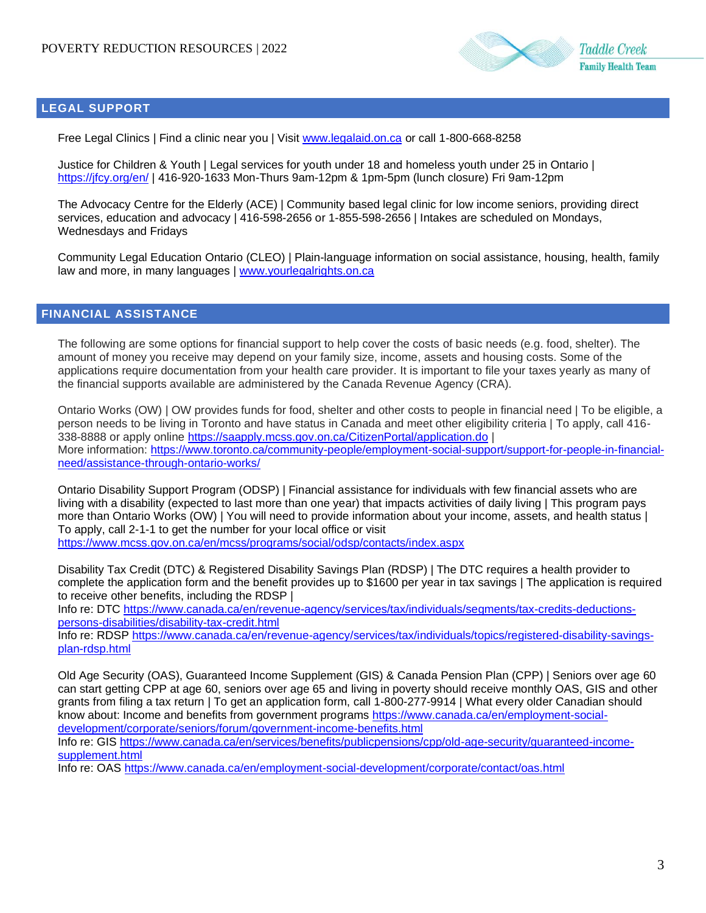## LEGAL SUPPORT

Free Legal Clinics | Find a clinic near you | Visit [www.legalaid.on.ca](www.legalaid.on.ca) or call 1-800-668-8258

Justice for Children & Youth | Legal services for youth under 18 and homeless youth under 25 in Ontario | [https://jfcy.org/en/](https://jfcy.org/en/) | 416-920-1633 Mon-Thurs 9am-12pm & 1pm-5pm (lunch closure) Fri 9am-12pm

The Advocacy Centre for the Elderly (ACE) | Community based legal clinic for low income seniors, providing direct services, education and advocacy | 416-598-2656 or 1-855-598-2656 | Intakes are scheduled on Mondays, Wednesdays and Fridays

Community Legal Education Ontario (CLEO) | Plain-language information on social assistance, housing, health, family law and more, in many languages | [www.yourlegalrights.on.ca](www.yourlegalrights.on.ca)

## FINANCIAL ASSISTANCE

The following are some options for financial support to help cover the costs of basic needs (e.g. food, shelter). The amount of money you receive may depend on your family size, income, assets and housing costs. Some of the applications require documentation from your health care provider. It is important to file your taxes yearly as many of the financial supports available are administered by the Canada Revenue Agency (CRA).

Ontario Works (OW) | OW provides funds for food, shelter and other costs to people in financial need | To be eligible, a person needs to be living in Toronto and have status in Canada and meet other eligibility criteria | To apply, call 416-338-8888 or apply online [https://saapply.mcss.gov.on.ca/CitizenPortal/application.do](https://saapply.mcss.gov.on.ca/CitizenPortal/application.do) |
More information: [https://www.toronto.ca/community-people/employment-social-support/support-for-people-in-financial-need/assistance-through-ontario-works/](https://www.toronto.ca/community-people/employment-social-support/support-for-people-in-financial-need/assistance-through-ontario-works/)

Ontario Disability Support Program (ODSP) | Financial assistance for individuals with few financial assets who are living with a disability (expected to last more than one year) that impacts activities of daily living | This program pays more than Ontario Works (OW) | You will need to provide information about your income, assets, and health status | To apply, call 2-1-1 to get the number for your local office or visit
[https://www.mcss.gov.on.ca/en/mcss/programs/social/odsp/contacts/index.aspx](https://www.mcss.gov.on.ca/en/mcss/programs/social/odsp/contacts/index.aspx)

Disability Tax Credit (DTC) & Registered Disability Savings Plan (RDSP) | The DTC requires a health provider to complete the application form and the benefit provides up to $1600 per year in tax savings | The application is required to receive other benefits, including the RDSP |
Info re: DTC [https://www.canada.ca/en/revenue-agency/services/tax/individuals/segments/tax-credits-deductions-persons-disabilities/disability-tax-credit.html](https://www.canada.ca/en/revenue-agency/services/tax/individuals/segments/tax-credits-deductions-persons-disabilities/disability-tax-credit.html)
Info re: RDSP [https://www.canada.ca/en/revenue-agency/services/tax/individuals/topics/registered-disability-savings-plan-rdsp.html](https://www.canada.ca/en/revenue-agency/services/tax/individuals/topics/registered-disability-savings-plan-rdsp.html)

Old Age Security (OAS), Guaranteed Income Supplement (GIS) & Canada Pension Plan (CPP) | Seniors over age 60 can start getting CPP at age 60, seniors over age 65 and living in poverty should receive monthly OAS, GIS and other grants from filing a tax return | To get an application form, call 1-800-277-9914 | What every older Canadian should know about: Income and benefits from government programs [https://www.canada.ca/en/employment-social-development/corporate/seniors/forum/government-income-benefits.html](https://www.canada.ca/en/employment-social-development/corporate/seniors/forum/government-income-benefits.html)
Info re: GIS [https://www.canada.ca/en/services/benefits/publicpensions/cpp/old-age-security/guaranteed-income-supplement.html](https://www.canada.ca/en/services/benefits/publicpensions/cpp/old-age-security/guaranteed-income-supplement.html)
Info re: OAS [https://www.canada.ca/en/employment-social-development/corporate/contact/oas.html](https://www.canada.ca/en/employment-social-development/corporate/contact/oas.html)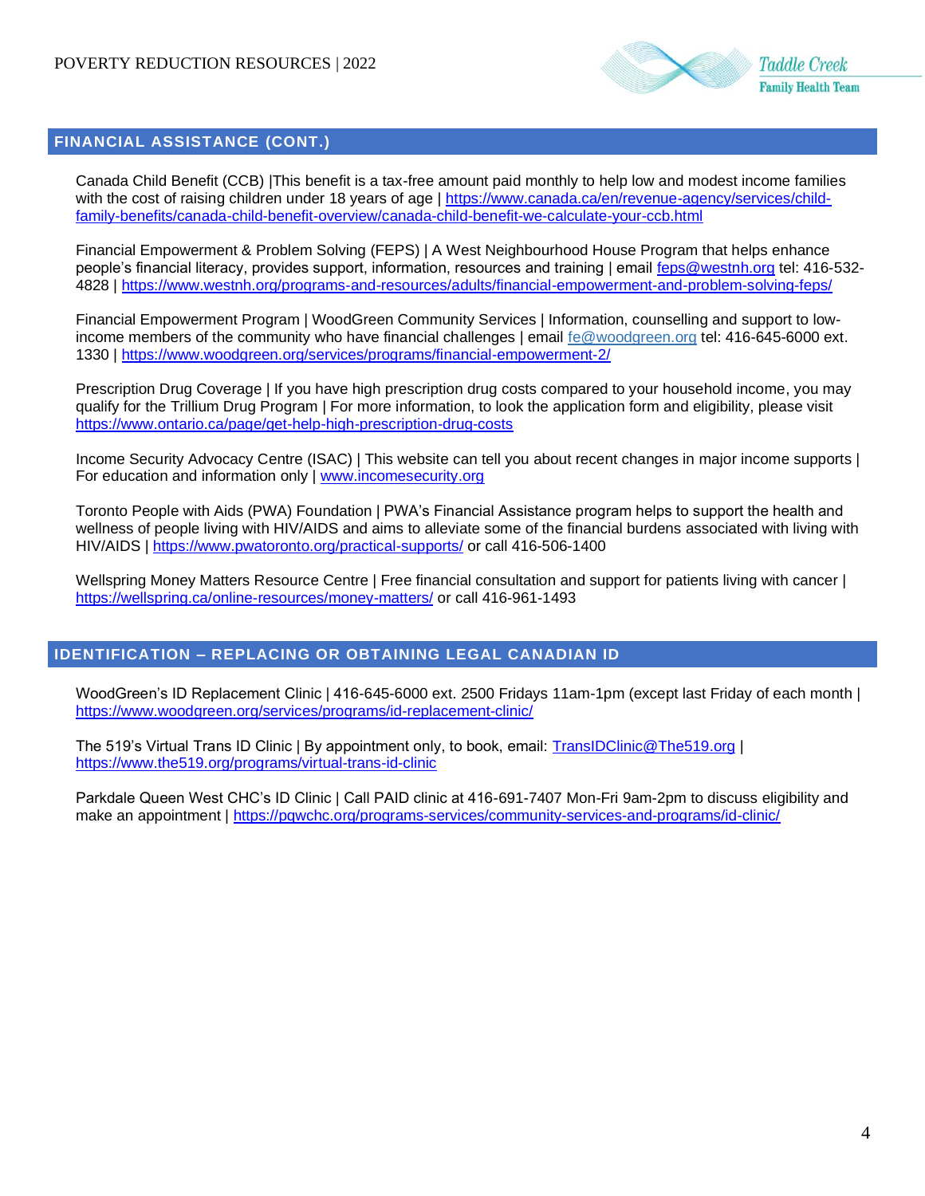## FINANCIAL ASSISTANCE (CONT.)

Canada Child Benefit (CCB) |This benefit is a tax-free amount paid monthly to help low and modest income families with the cost of raising children under 18 years of age | https://www.canada.ca/en/revenue-agency/services/child-family-benefits/canada-child-benefit-overview/canada-child-benefit-we-calculate-your-ccb.html

Financial Empowerment & Problem Solving (FEPS) | A West Neighbourhood House Program that helps enhance people's financial literacy, provides support, information, resources and training | email feps@westnh.org tel: 416-532-4828 | https://www.westnh.org/programs-and-resources/adults/financial-empowerment-and-problem-solving-feps/

Financial Empowerment Program | WoodGreen Community Services | Information, counselling and support to low-income members of the community who have financial challenges | email fe@woodgreen.org tel: 416-645-6000 ext. 1330 | https://www.woodgreen.org/services/programs/financial-empowerment-2/

Prescription Drug Coverage | If you have high prescription drug costs compared to your household income, you may qualify for the Trillium Drug Program | For more information, to look the application form and eligibility, please visit https://www.ontario.ca/page/get-help-high-prescription-drug-costs

Income Security Advocacy Centre (ISAC) | This website can tell you about recent changes in major income supports | For education and information only | www.incomesecurity.org

Toronto People with Aids (PWA) Foundation | PWA's Financial Assistance program helps to support the health and wellness of people living with HIV/AIDS and aims to alleviate some of the financial burdens associated with living with HIV/AIDS | https://www.pwatoronto.org/practical-supports/ or call 416-506-1400

Wellspring Money Matters Resource Centre | Free financial consultation and support for patients living with cancer | https://wellspring.ca/online-resources/money-matters/ or call 416-961-1493

## IDENTIFICATION – REPLACING OR OBTAINING LEGAL CANADIAN ID

WoodGreen's ID Replacement Clinic | 416-645-6000 ext. 2500 Fridays 11am-1pm (except last Friday of each month | https://www.woodgreen.org/services/programs/id-replacement-clinic/

The 519's Virtual Trans ID Clinic | By appointment only, to book, email: TransIDClinic@The519.org | https://www.the519.org/programs/virtual-trans-id-clinic

Parkdale Queen West CHC's ID Clinic | Call PAID clinic at 416-691-7407 Mon-Fri 9am-2pm to discuss eligibility and make an appointment | https://pqwchc.org/programs-services/community-services-and-programs/id-clinic/